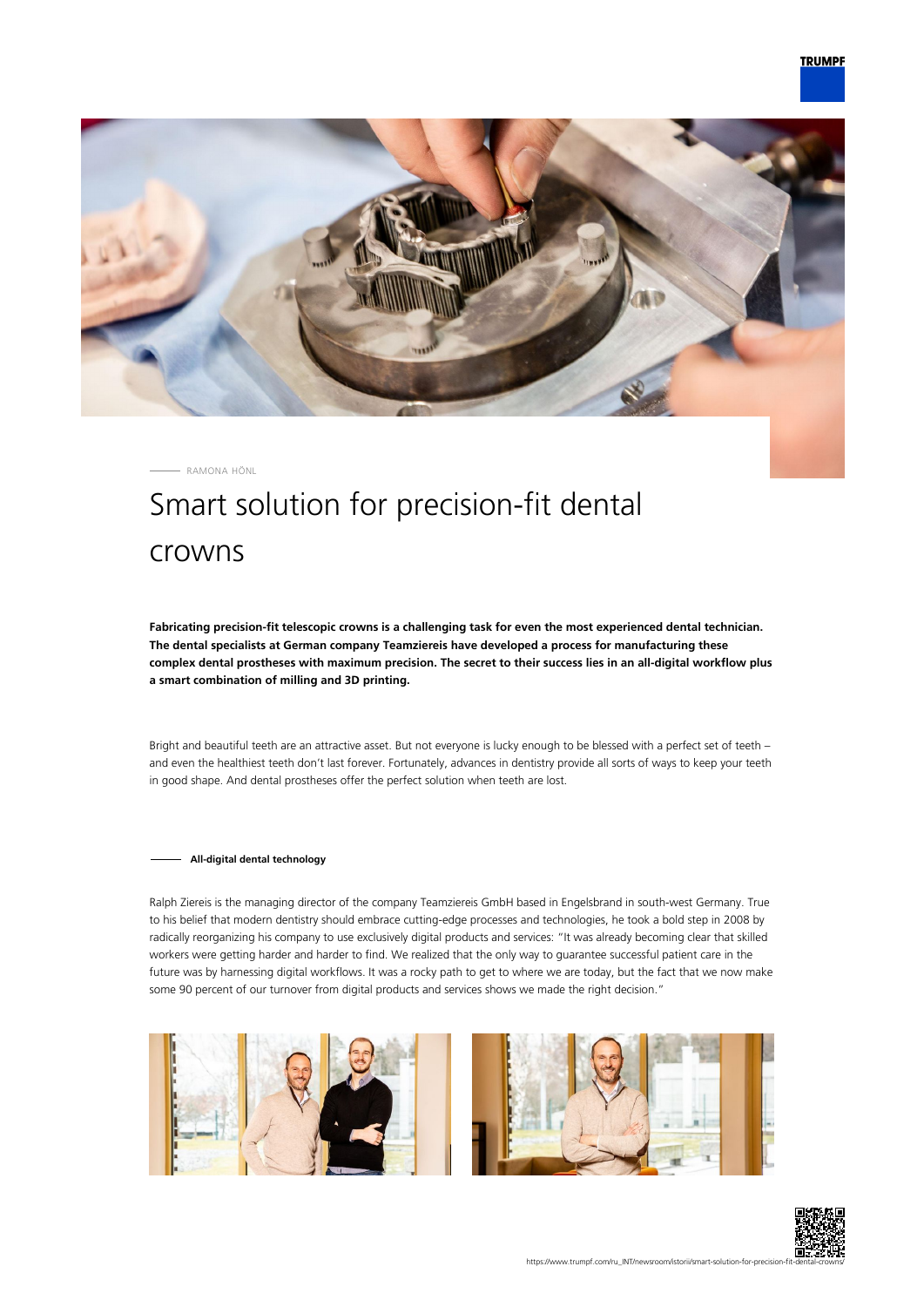RAMONA HÖNL

# Smart solution for precision-fit dental crowns

**Fabricating precision-fit telescopic crowns is a challenging task for even the most experienced dental technician. The dental specialists at German company Teamziereis have developed a process for manufacturing these complex dental prostheses with maximum precision. The secret to their success lies in an all-digital workflow plus a smart combination of milling and 3D printing.**

Bright and beautiful teeth are an attractive asset. But not everyone is lucky enough to be blessed with a perfect set of teeth – and even the healthiest teeth don't last forever. Fortunately, advances in dentistry provide all sorts of ways to keep your teeth in good shape. And dental prostheses offer the perfect solution when teeth are lost.

## All-digital dental technology

Ralph Ziereis is the managing director of the company Teamziereis GmbH based in Engelsbrand in south-west Germany. True to his belief that modern dentistry should embrace cutting-edge processes and technologies, he took a bold step in 2008 by radically reorganizing his company to use exclusively digital products and services: "It was already becoming clear that skilled workers were getting harder and harder to find. We realized that the only way to guarantee successful patient care in the future was by harnessing digital workflows. It was a rocky path to get to where we are today, but the fact that we now make some 90 percent of our turnover from digital products and services shows we made the right decision."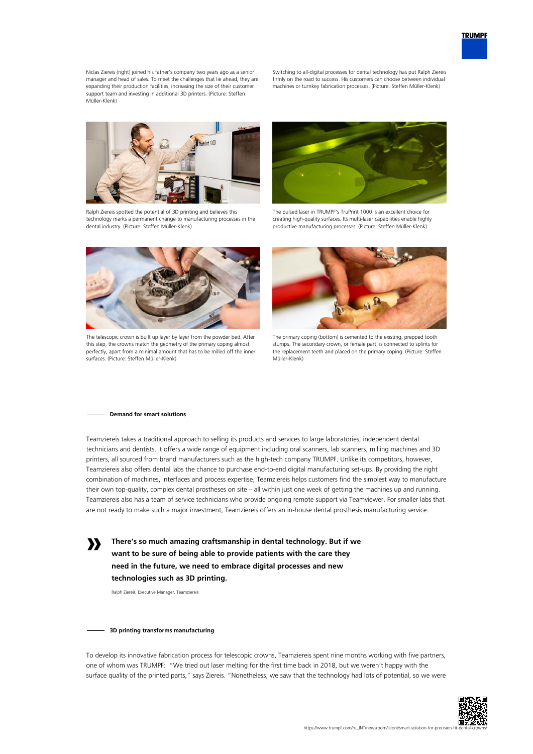Niclas Ziereis (right) joined his father's company two years ago as a senior manager and head of sales. To meet the challenges that lie ahead, they are expanding their production facilities, increasing the size of their customer support team and investing in additional 3D printers. (Picture: Steffen Müller-Klenk)

Switching to all-digital processes for dental technology has put Ralph Ziereis firmly on the road to success. His customers can choose between individual machines or turnkey fabrication processes. (Picture: Steffen Müller-Klenk)

Ralph Ziereis spotted the potential of 3D printing and believes this technology marks a permanent change to manufacturing processes in the dental industry. (Picture: Steffen Müller-Klenk)

The pulsed laser in TRUMPF's TruPrint 1000 is an excellent choice for creating high-quality surfaces. Its multi-laser capabilities enable highly productive manufacturing processes. (Picture: Steffen Müller-Klenk)

The telescopic crown is built up layer by layer from the powder bed. After this step, the crowns match the geometry of the primary coping almost perfectly, apart from a minimal amount that has to be milled off the inner surfaces. (Picture: Steffen Müller-Klenk)

The primary coping (bottom) is cemented to the existing, prepped tooth stumps. The secondary crown, or female part, is connected to splints for the replacement teeth and placed on the primary coping. (Picture: Steffen Müller-Klenk)

### Demand for smart solutions

Teamziereis takes a traditional approach to selling its products and services to large laboratories, independent dental technicians and dentists. It offers a wide range of equipment including oral scanners, lab scanners, milling machines and 3D printers, all sourced from brand manufacturers such as the high-tech company TRUMPF. Unlike its competitors, however, Teamziereis also offers dental labs the chance to purchase end-to-end digital manufacturing set-ups. By providing the right combination of machines, interfaces and process expertise, Teamziereis helps customers find the simplest way to manufacture their own top-quality, complex dental prostheses on site – all within just one week of getting the machines up and running. Teamziereis also has a team of service technicians who provide ongoing remote support via Teamviewer. For smaller labs that are not ready to make such a major investment, Teamziereis offers an in-house dental prosthesis manufacturing service.

> **There's so much amazing craftsmanship in dental technology. But if we want to be sure of being able to provide patients with the care they need in the future, we need to embrace digital processes and new technologies such as 3D printing.**
>
> Ralph Ziereis, Executive Manager, Teamziereis

### 3D printing transforms manufacturing

To develop its innovative fabrication process for telescopic crowns, Teamziereis spent nine months working with five partners, one of whom was TRUMPF: "We tried out laser melting for the first time back in 2018, but we weren't happy with the surface quality of the printed parts," says Ziereis. "Nonetheless, we saw that the technology had lots of potential, so we were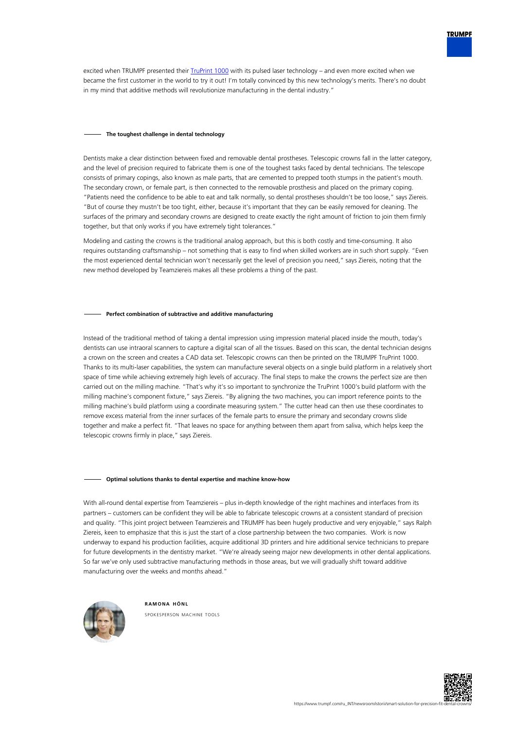excited when TRUMPF presented their [TruPrint 1000](TruPrint 1000) with its pulsed laser technology – and even more excited when we became the first customer in the world to try it out! I'm totally convinced by this new technology's merits. There's no doubt in my mind that additive methods will revolutionize manufacturing in the dental industry."

### The toughest challenge in dental technology

Dentists make a clear distinction between fixed and removable dental prostheses. Telescopic crowns fall in the latter category, and the level of precision required to fabricate them is one of the toughest tasks faced by dental technicians. The telescope consists of primary copings, also known as male parts, that are cemented to prepped tooth stumps in the patient's mouth. The secondary crown, or female part, is then connected to the removable prosthesis and placed on the primary coping. "Patients need the confidence to be able to eat and talk normally, so dental prostheses shouldn't be too loose," says Ziereis. "But of course they mustn't be too tight, either, because it's important that they can be easily removed for cleaning. The surfaces of the primary and secondary crowns are designed to create exactly the right amount of friction to join them firmly together, but that only works if you have extremely tight tolerances."

Modeling and casting the crowns is the traditional analog approach, but this is both costly and time-consuming. It also requires outstanding craftsmanship – not something that is easy to find when skilled workers are in such short supply. "Even the most experienced dental technician won't necessarily get the level of precision you need," says Ziereis, noting that the new method developed by Teamziereis makes all these problems a thing of the past.

### Perfect combination of subtractive and additive manufacturing

Instead of the traditional method of taking a dental impression using impression material placed inside the mouth, today's dentists can use intraoral scanners to capture a digital scan of all the tissues. Based on this scan, the dental technician designs a crown on the screen and creates a CAD data set. Telescopic crowns can then be printed on the TRUMPF TruPrint 1000. Thanks to its multi-laser capabilities, the system can manufacture several objects on a single build platform in a relatively short space of time while achieving extremely high levels of accuracy. The final steps to make the crowns the perfect size are then carried out on the milling machine. "That's why it's so important to synchronize the TruPrint 1000's build platform with the milling machine's component fixture," says Ziereis. "By aligning the two machines, you can import reference points to the milling machine's build platform using a coordinate measuring system." The cutter head can then use these coordinates to remove excess material from the inner surfaces of the female parts to ensure the primary and secondary crowns slide together and make a perfect fit. "That leaves no space for anything between them apart from saliva, which helps keep the telescopic crowns firmly in place," says Ziereis.

### Optimal solutions thanks to dental expertise and machine know-how

With all-round dental expertise from Teamziereis – plus in-depth knowledge of the right machines and interfaces from its partners – customers can be confident they will be able to fabricate telescopic crowns at a consistent standard of precision and quality. "This joint project between Teamziereis and TRUMPF has been hugely productive and very enjoyable," says Ralph Ziereis, keen to emphasize that this is just the start of a close partnership between the two companies. Work is now underway to expand his production facilities, acquire additional 3D printers and hire additional service technicians to prepare for future developments in the dentistry market. "We're already seeing major new developments in other dental applications. So far we've only used subtractive manufacturing methods in those areas, but we will gradually shift toward additive manufacturing over the weeks and months ahead."

**RAMONA HÖNL**

SPOKESPERSON MACHINE TOOLS